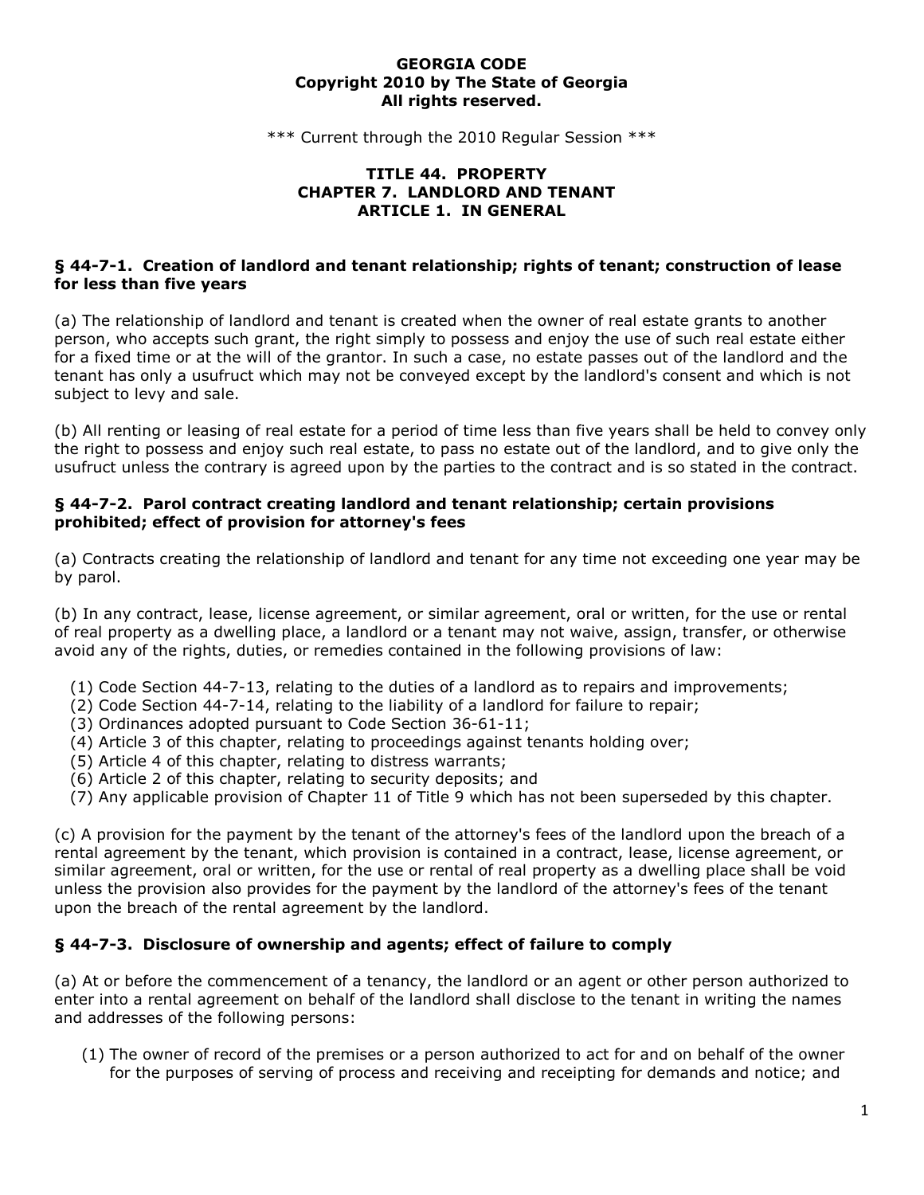**GEORGIA CODE**
**Copyright 2010 by The State of Georgia**
**All rights reserved.**

\*\*\* Current through the 2010 Regular Session \*\*\*

# TITLE 44. PROPERTY
## CHAPTER 7. LANDLORD AND TENANT
### ARTICLE 1. IN GENERAL

#### § 44-7-1. Creation of landlord and tenant relationship; rights of tenant; construction of lease for less than five years

(a) The relationship of landlord and tenant is created when the owner of real estate grants to another person, who accepts such grant, the right simply to possess and enjoy the use of such real estate either for a fixed time or at the will of the grantor. In such a case, no estate passes out of the landlord and the tenant has only a usufruct which may not be conveyed except by the landlord's consent and which is not subject to levy and sale.

(b) All renting or leasing of real estate for a period of time less than five years shall be held to convey only the right to possess and enjoy such real estate, to pass no estate out of the landlord, and to give only the usufruct unless the contrary is agreed upon by the parties to the contract and is so stated in the contract.

#### § 44-7-2. Parol contract creating landlord and tenant relationship; certain provisions prohibited; effect of provision for attorney's fees

(a) Contracts creating the relationship of landlord and tenant for any time not exceeding one year may be by parol.

(b) In any contract, lease, license agreement, or similar agreement, oral or written, for the use or rental of real property as a dwelling place, a landlord or a tenant may not waive, assign, transfer, or otherwise avoid any of the rights, duties, or remedies contained in the following provisions of law:

(1) Code Section 44-7-13, relating to the duties of a landlord as to repairs and improvements;
(2) Code Section 44-7-14, relating to the liability of a landlord for failure to repair;
(3) Ordinances adopted pursuant to Code Section 36-61-11;
(4) Article 3 of this chapter, relating to proceedings against tenants holding over;
(5) Article 4 of this chapter, relating to distress warrants;
(6) Article 2 of this chapter, relating to security deposits; and
(7) Any applicable provision of Chapter 11 of Title 9 which has not been superseded by this chapter.

(c) A provision for the payment by the tenant of the attorney's fees of the landlord upon the breach of a rental agreement by the tenant, which provision is contained in a contract, lease, license agreement, or similar agreement, oral or written, for the use or rental of real property as a dwelling place shall be void unless the provision also provides for the payment by the landlord of the attorney's fees of the tenant upon the breach of the rental agreement by the landlord.

#### § 44-7-3. Disclosure of ownership and agents; effect of failure to comply

(a) At or before the commencement of a tenancy, the landlord or an agent or other person authorized to enter into a rental agreement on behalf of the landlord shall disclose to the tenant in writing the names and addresses of the following persons:

(1) The owner of record of the premises or a person authorized to act for and on behalf of the owner for the purposes of serving of process and receiving and receipting for demands and notice; and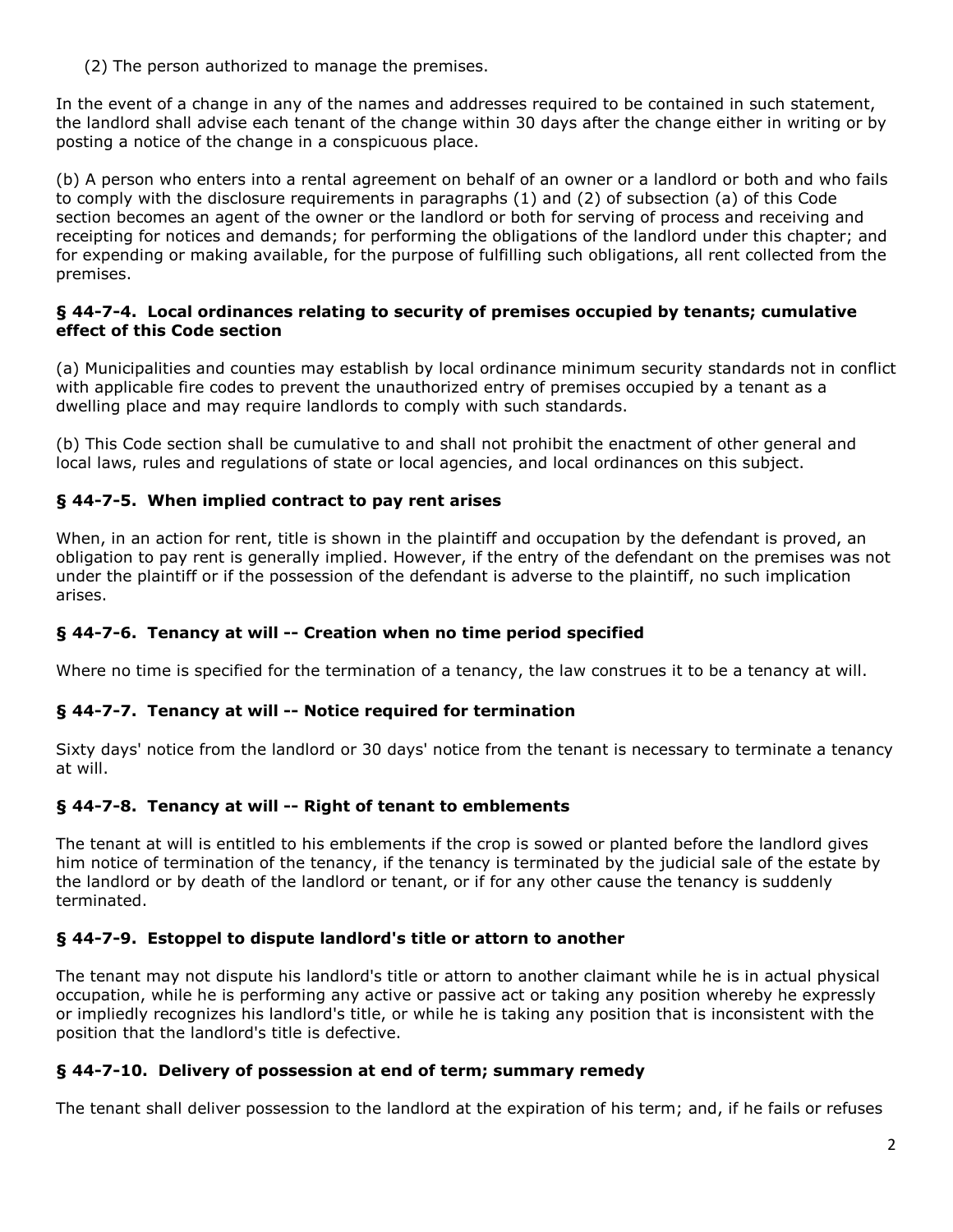(2) The person authorized to manage the premises.

In the event of a change in any of the names and addresses required to be contained in such statement, the landlord shall advise each tenant of the change within 30 days after the change either in writing or by posting a notice of the change in a conspicuous place.

(b) A person who enters into a rental agreement on behalf of an owner or a landlord or both and who fails to comply with the disclosure requirements in paragraphs (1) and (2) of subsection (a) of this Code section becomes an agent of the owner or the landlord or both for serving of process and receiving and receipting for notices and demands; for performing the obligations of the landlord under this chapter; and for expending or making available, for the purpose of fulfilling such obligations, all rent collected from the premises.

### § 44-7-4. Local ordinances relating to security of premises occupied by tenants; cumulative effect of this Code section

(a) Municipalities and counties may establish by local ordinance minimum security standards not in conflict with applicable fire codes to prevent the unauthorized entry of premises occupied by a tenant as a dwelling place and may require landlords to comply with such standards.

(b) This Code section shall be cumulative to and shall not prohibit the enactment of other general and local laws, rules and regulations of state or local agencies, and local ordinances on this subject.

### § 44-7-5. When implied contract to pay rent arises

When, in an action for rent, title is shown in the plaintiff and occupation by the defendant is proved, an obligation to pay rent is generally implied. However, if the entry of the defendant on the premises was not under the plaintiff or if the possession of the defendant is adverse to the plaintiff, no such implication arises.

### § 44-7-6. Tenancy at will -- Creation when no time period specified

Where no time is specified for the termination of a tenancy, the law construes it to be a tenancy at will.

### § 44-7-7. Tenancy at will -- Notice required for termination

Sixty days' notice from the landlord or 30 days' notice from the tenant is necessary to terminate a tenancy at will.

### § 44-7-8. Tenancy at will -- Right of tenant to emblements

The tenant at will is entitled to his emblements if the crop is sowed or planted before the landlord gives him notice of termination of the tenancy, if the tenancy is terminated by the judicial sale of the estate by the landlord or by death of the landlord or tenant, or if for any other cause the tenancy is suddenly terminated.

### § 44-7-9. Estoppel to dispute landlord's title or attorn to another

The tenant may not dispute his landlord's title or attorn to another claimant while he is in actual physical occupation, while he is performing any active or passive act or taking any position whereby he expressly or impliedly recognizes his landlord's title, or while he is taking any position that is inconsistent with the position that the landlord's title is defective.

### § 44-7-10. Delivery of possession at end of term; summary remedy

The tenant shall deliver possession to the landlord at the expiration of his term; and, if he fails or refuses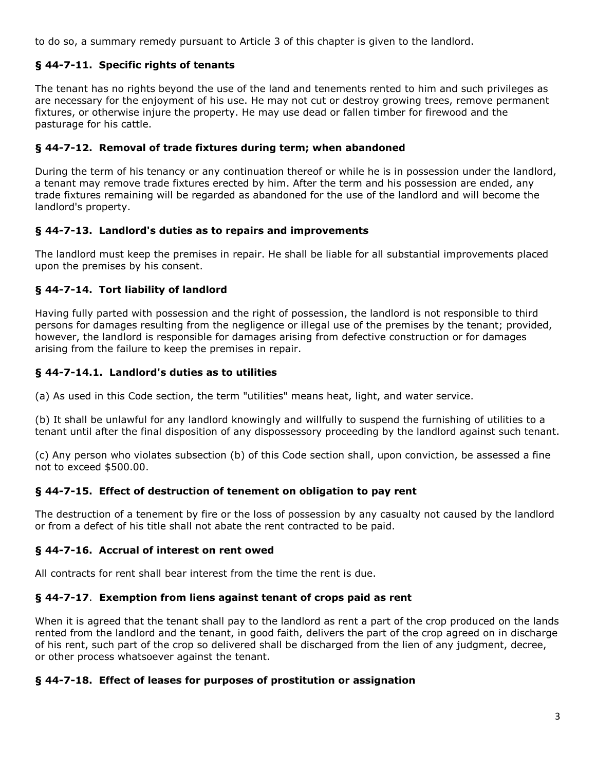to do so, a summary remedy pursuant to Article 3 of this chapter is given to the landlord.

### § 44-7-11. Specific rights of tenants

The tenant has no rights beyond the use of the land and tenements rented to him and such privileges as are necessary for the enjoyment of his use. He may not cut or destroy growing trees, remove permanent fixtures, or otherwise injure the property. He may use dead or fallen timber for firewood and the pasturage for his cattle.

### § 44-7-12. Removal of trade fixtures during term; when abandoned

During the term of his tenancy or any continuation thereof or while he is in possession under the landlord, a tenant may remove trade fixtures erected by him. After the term and his possession are ended, any trade fixtures remaining will be regarded as abandoned for the use of the landlord and will become the landlord's property.

### § 44-7-13. Landlord's duties as to repairs and improvements

The landlord must keep the premises in repair. He shall be liable for all substantial improvements placed upon the premises by his consent.

### § 44-7-14. Tort liability of landlord

Having fully parted with possession and the right of possession, the landlord is not responsible to third persons for damages resulting from the negligence or illegal use of the premises by the tenant; provided, however, the landlord is responsible for damages arising from defective construction or for damages arising from the failure to keep the premises in repair.

### § 44-7-14.1. Landlord's duties as to utilities

(a) As used in this Code section, the term "utilities" means heat, light, and water service.

(b) It shall be unlawful for any landlord knowingly and willfully to suspend the furnishing of utilities to a tenant until after the final disposition of any dispossessory proceeding by the landlord against such tenant.

(c) Any person who violates subsection (b) of this Code section shall, upon conviction, be assessed a fine not to exceed $500.00.

### § 44-7-15. Effect of destruction of tenement on obligation to pay rent

The destruction of a tenement by fire or the loss of possession by any casualty not caused by the landlord or from a defect of his title shall not abate the rent contracted to be paid.

### § 44-7-16. Accrual of interest on rent owed

All contracts for rent shall bear interest from the time the rent is due.

### § 44-7-17. Exemption from liens against tenant of crops paid as rent

When it is agreed that the tenant shall pay to the landlord as rent a part of the crop produced on the lands rented from the landlord and the tenant, in good faith, delivers the part of the crop agreed on in discharge of his rent, such part of the crop so delivered shall be discharged from the lien of any judgment, decree, or other process whatsoever against the tenant.

### § 44-7-18. Effect of leases for purposes of prostitution or assignation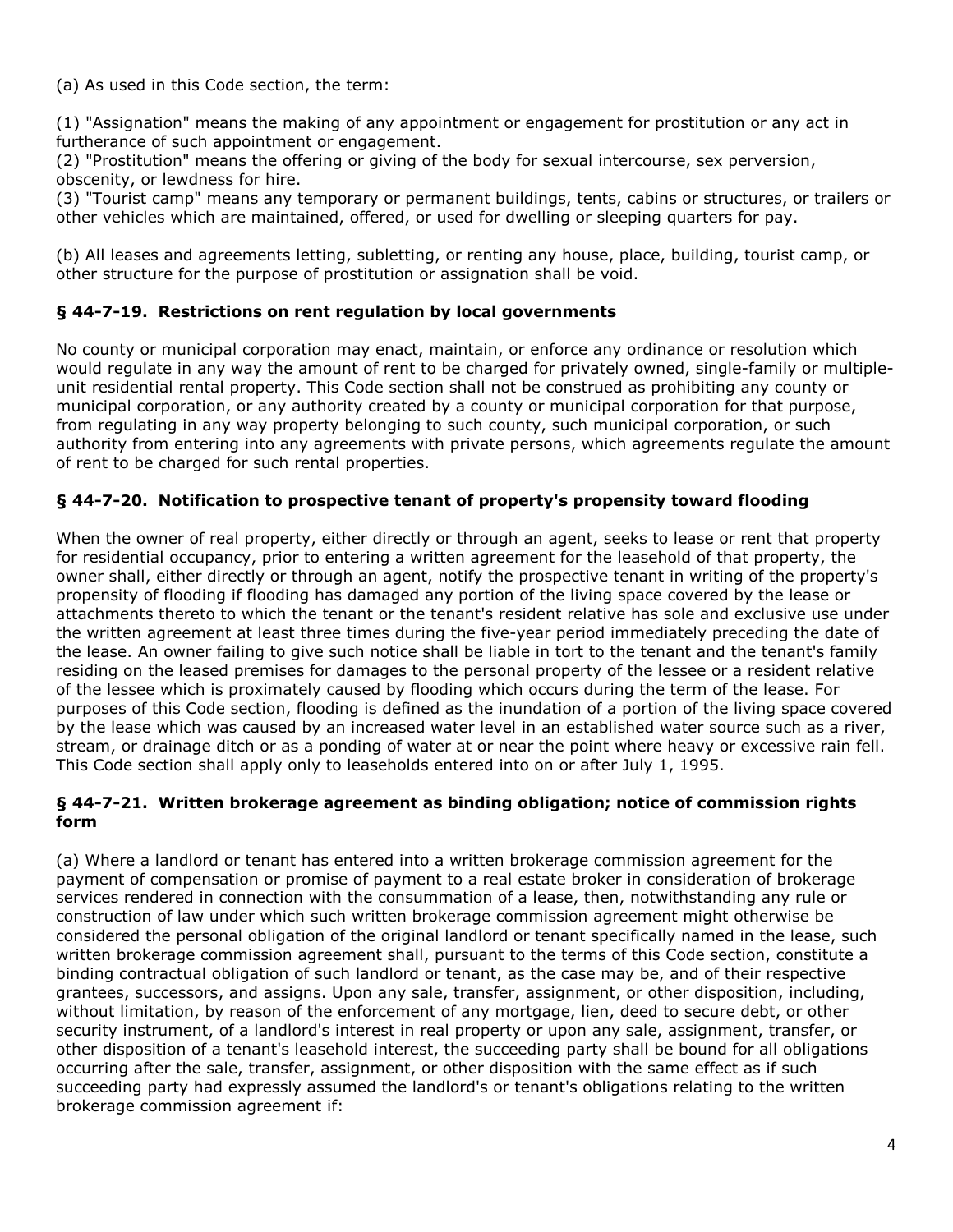(a) As used in this Code section, the term:

(1) "Assignation" means the making of any appointment or engagement for prostitution or any act in furtherance of such appointment or engagement.
(2) "Prostitution" means the offering or giving of the body for sexual intercourse, sex perversion, obscenity, or lewdness for hire.
(3) "Tourist camp" means any temporary or permanent buildings, tents, cabins or structures, or trailers or other vehicles which are maintained, offered, or used for dwelling or sleeping quarters for pay.

(b) All leases and agreements letting, subletting, or renting any house, place, building, tourist camp, or other structure for the purpose of prostitution or assignation shall be void.

### § 44-7-19. Restrictions on rent regulation by local governments

No county or municipal corporation may enact, maintain, or enforce any ordinance or resolution which would regulate in any way the amount of rent to be charged for privately owned, single-family or multiple-unit residential rental property. This Code section shall not be construed as prohibiting any county or municipal corporation, or any authority created by a county or municipal corporation for that purpose, from regulating in any way property belonging to such county, such municipal corporation, or such authority from entering into any agreements with private persons, which agreements regulate the amount of rent to be charged for such rental properties.

### § 44-7-20. Notification to prospective tenant of property's propensity toward flooding

When the owner of real property, either directly or through an agent, seeks to lease or rent that property for residential occupancy, prior to entering a written agreement for the leasehold of that property, the owner shall, either directly or through an agent, notify the prospective tenant in writing of the property's propensity of flooding if flooding has damaged any portion of the living space covered by the lease or attachments thereto to which the tenant or the tenant's resident relative has sole and exclusive use under the written agreement at least three times during the five-year period immediately preceding the date of the lease. An owner failing to give such notice shall be liable in tort to the tenant and the tenant's family residing on the leased premises for damages to the personal property of the lessee or a resident relative of the lessee which is proximately caused by flooding which occurs during the term of the lease. For purposes of this Code section, flooding is defined as the inundation of a portion of the living space covered by the lease which was caused by an increased water level in an established water source such as a river, stream, or drainage ditch or as a ponding of water at or near the point where heavy or excessive rain fell. This Code section shall apply only to leaseholds entered into on or after July 1, 1995.

### § 44-7-21. Written brokerage agreement as binding obligation; notice of commission rights form

(a) Where a landlord or tenant has entered into a written brokerage commission agreement for the payment of compensation or promise of payment to a real estate broker in consideration of brokerage services rendered in connection with the consummation of a lease, then, notwithstanding any rule or construction of law under which such written brokerage commission agreement might otherwise be considered the personal obligation of the original landlord or tenant specifically named in the lease, such written brokerage commission agreement shall, pursuant to the terms of this Code section, constitute a binding contractual obligation of such landlord or tenant, as the case may be, and of their respective grantees, successors, and assigns. Upon any sale, transfer, assignment, or other disposition, including, without limitation, by reason of the enforcement of any mortgage, lien, deed to secure debt, or other security instrument, of a landlord's interest in real property or upon any sale, assignment, transfer, or other disposition of a tenant's leasehold interest, the succeeding party shall be bound for all obligations occurring after the sale, transfer, assignment, or other disposition with the same effect as if such succeeding party had expressly assumed the landlord's or tenant's obligations relating to the written brokerage commission agreement if: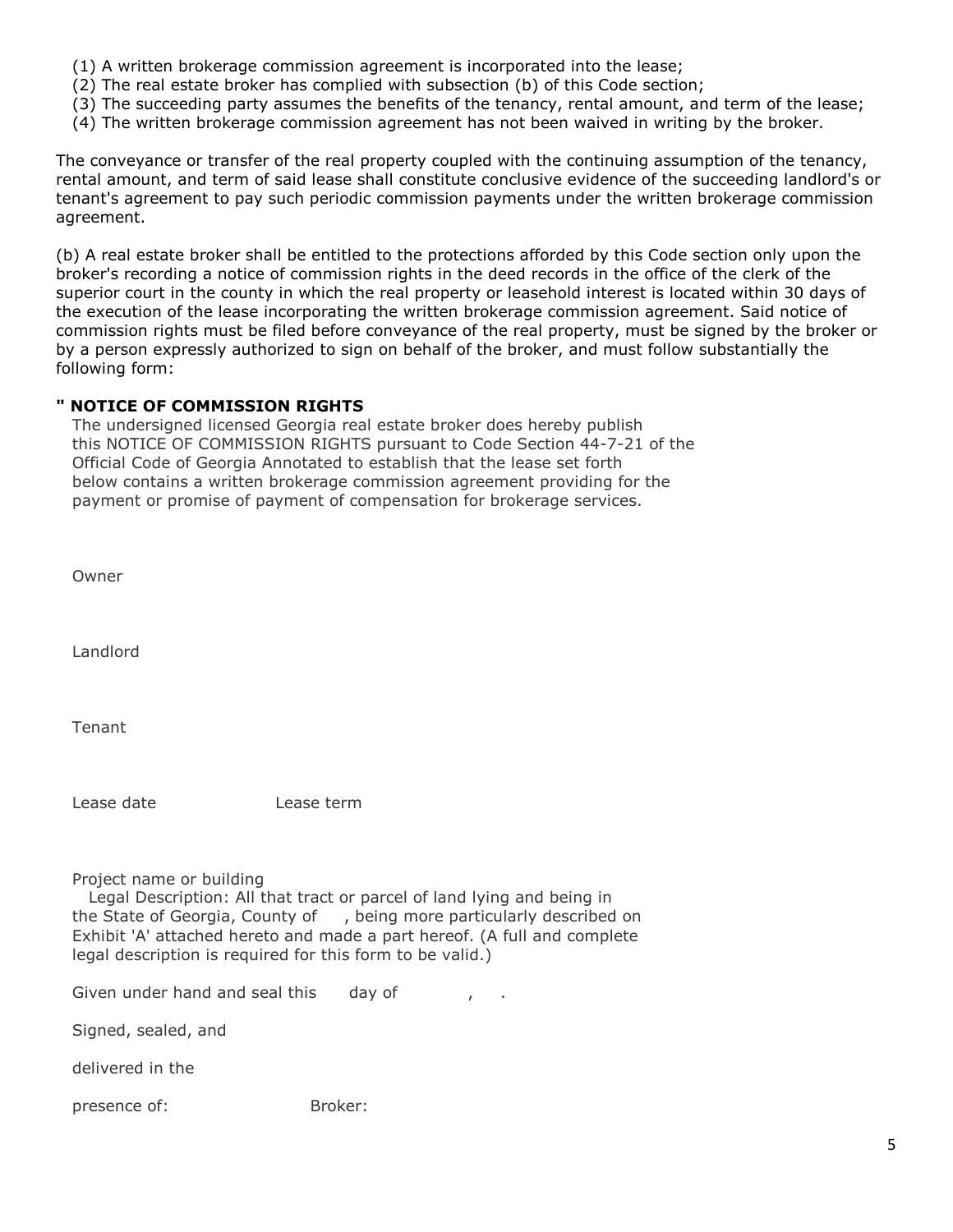(1) A written brokerage commission agreement is incorporated into the lease;
(2) The real estate broker has complied with subsection (b) of this Code section;
(3) The succeeding party assumes the benefits of the tenancy, rental amount, and term of the lease;
(4) The written brokerage commission agreement has not been waived in writing by the broker.

The conveyance or transfer of the real property coupled with the continuing assumption of the tenancy, rental amount, and term of said lease shall constitute conclusive evidence of the succeeding landlord's or tenant's agreement to pay such periodic commission payments under the written brokerage commission agreement.

(b) A real estate broker shall be entitled to the protections afforded by this Code section only upon the broker's recording a notice of commission rights in the deed records in the office of the clerk of the superior court in the county in which the real property or leasehold interest is located within 30 days of the execution of the lease incorporating the written brokerage commission agreement. Said notice of commission rights must be filed before conveyance of the real property, must be signed by the broker or by a person expressly authorized to sign on behalf of the broker, and must follow substantially the following form:

**" NOTICE OF COMMISSION RIGHTS**

The undersigned licensed Georgia real estate broker does hereby publish this NOTICE OF COMMISSION RIGHTS pursuant to Code Section 44-7-21 of the Official Code of Georgia Annotated to establish that the lease set forth below contains a written brokerage commission agreement providing for the payment or promise of payment of compensation for brokerage services.

Owner

Landlord

Tenant

Lease date Lease term

Project name or building

Legal Description: All that tract or parcel of land lying and being in the State of Georgia, County of , being more particularly described on Exhibit 'A' attached hereto and made a part hereof. (A full and complete legal description is required for this form to be valid.)

Given under hand and seal this day of , .

Signed, sealed, and

delivered in the

presence of: Broker: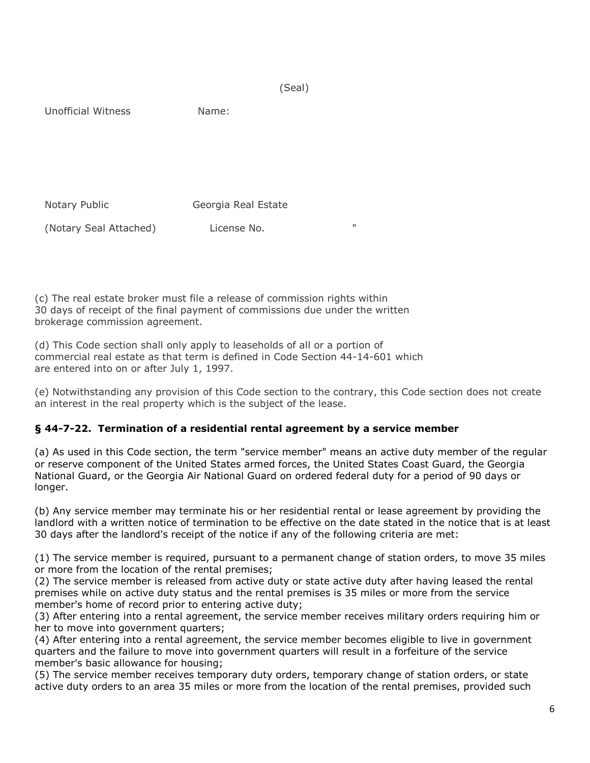(Seal)

Unofficial Witness Name:

Notary Public Georgia Real Estate

(Notary Seal Attached) License No. "

(c) The real estate broker must file a release of commission rights within 30 days of receipt of the final payment of commissions due under the written brokerage commission agreement.

(d) This Code section shall only apply to leaseholds of all or a portion of commercial real estate as that term is defined in Code Section 44-14-601 which are entered into on or after July 1, 1997.

(e) Notwithstanding any provision of this Code section to the contrary, this Code section does not create an interest in the real property which is the subject of the lease.

### § 44-7-22. Termination of a residential rental agreement by a service member

(a) As used in this Code section, the term "service member" means an active duty member of the regular or reserve component of the United States armed forces, the United States Coast Guard, the Georgia National Guard, or the Georgia Air National Guard on ordered federal duty for a period of 90 days or longer.

(b) Any service member may terminate his or her residential rental or lease agreement by providing the landlord with a written notice of termination to be effective on the date stated in the notice that is at least 30 days after the landlord's receipt of the notice if any of the following criteria are met:

(1) The service member is required, pursuant to a permanent change of station orders, to move 35 miles or more from the location of the rental premises;
(2) The service member is released from active duty or state active duty after having leased the rental premises while on active duty status and the rental premises is 35 miles or more from the service member's home of record prior to entering active duty;
(3) After entering into a rental agreement, the service member receives military orders requiring him or her to move into government quarters;
(4) After entering into a rental agreement, the service member becomes eligible to live in government quarters and the failure to move into government quarters will result in a forfeiture of the service member's basic allowance for housing;
(5) The service member receives temporary duty orders, temporary change of station orders, or state active duty orders to an area 35 miles or more from the location of the rental premises, provided such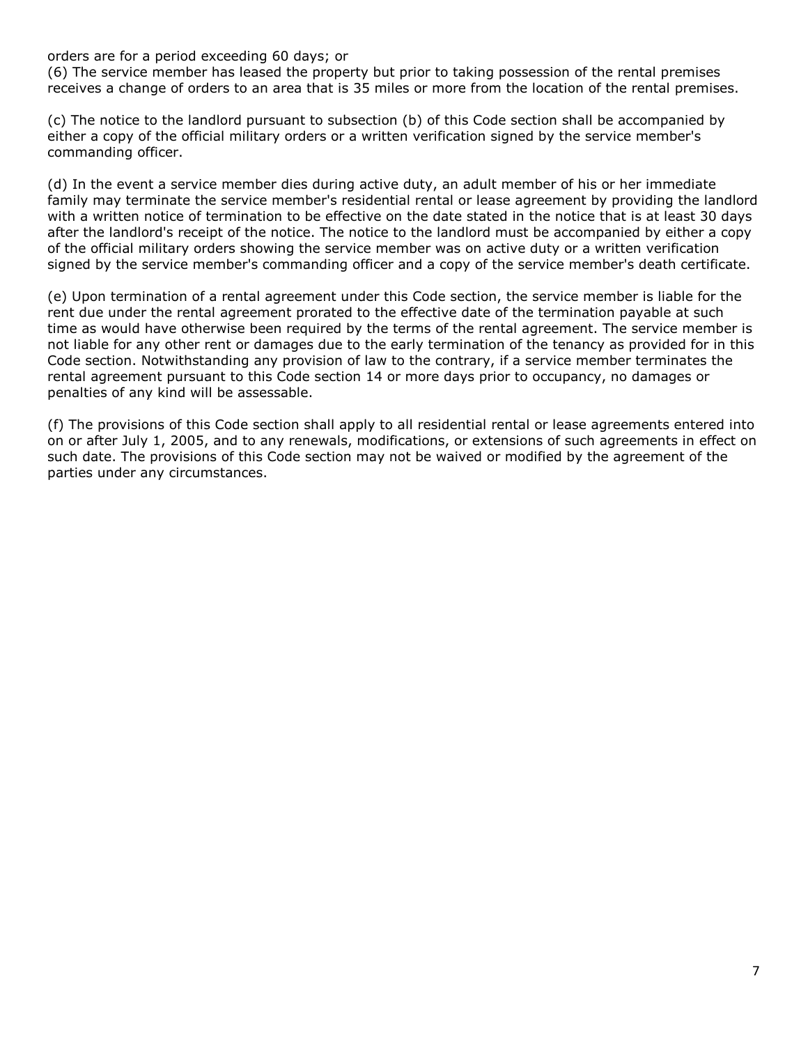orders are for a period exceeding 60 days; or
(6) The service member has leased the property but prior to taking possession of the rental premises receives a change of orders to an area that is 35 miles or more from the location of the rental premises.

(c) The notice to the landlord pursuant to subsection (b) of this Code section shall be accompanied by either a copy of the official military orders or a written verification signed by the service member's commanding officer.

(d) In the event a service member dies during active duty, an adult member of his or her immediate family may terminate the service member's residential rental or lease agreement by providing the landlord with a written notice of termination to be effective on the date stated in the notice that is at least 30 days after the landlord's receipt of the notice. The notice to the landlord must be accompanied by either a copy of the official military orders showing the service member was on active duty or a written verification signed by the service member's commanding officer and a copy of the service member's death certificate.

(e) Upon termination of a rental agreement under this Code section, the service member is liable for the rent due under the rental agreement prorated to the effective date of the termination payable at such time as would have otherwise been required by the terms of the rental agreement. The service member is not liable for any other rent or damages due to the early termination of the tenancy as provided for in this Code section. Notwithstanding any provision of law to the contrary, if a service member terminates the rental agreement pursuant to this Code section 14 or more days prior to occupancy, no damages or penalties of any kind will be assessable.

(f) The provisions of this Code section shall apply to all residential rental or lease agreements entered into on or after July 1, 2005, and to any renewals, modifications, or extensions of such agreements in effect on such date. The provisions of this Code section may not be waived or modified by the agreement of the parties under any circumstances.